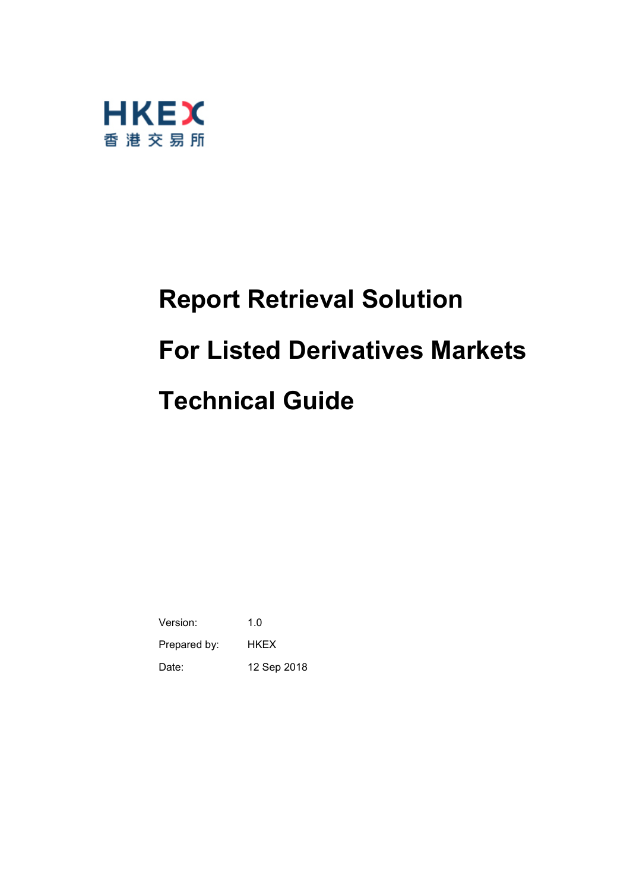HKEX

香港交易所

# Report Retrieval Solution

# For Listed Derivatives Markets

# Technical Guide

| | |
|---|---|
| Version: | 1.0 |
| Prepared by: | HKEX |
| Date: | 12 Sep 2018 |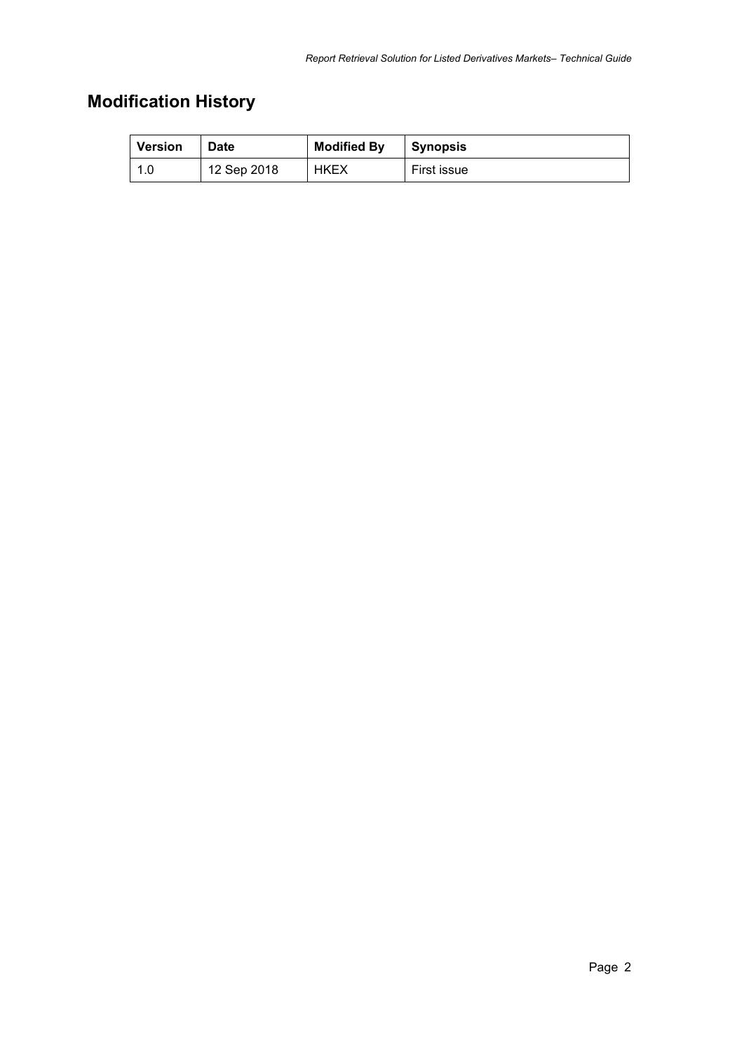# Modification History

| Version | Date | Modified By | Synopsis |
| --- | --- | --- | --- |
| 1.0 | 12 Sep 2018 | HKEX | First issue |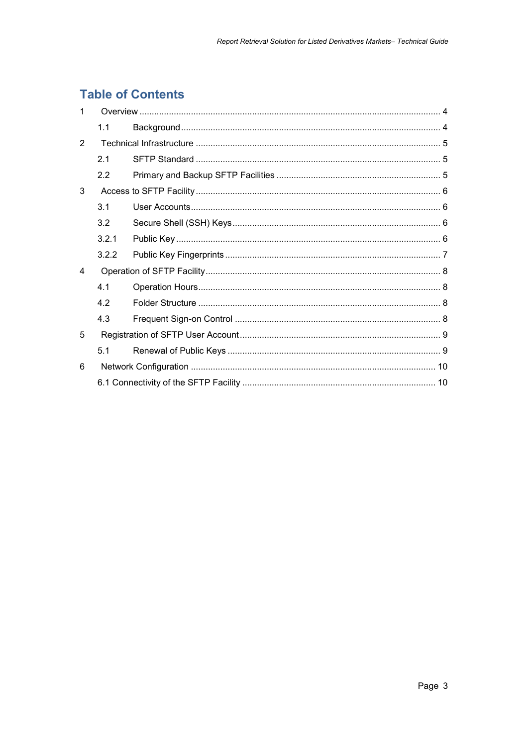# Table of Contents

1 Overview ........................................................................................................................ 4

1.1 Background ........................................................................................................ 4

2 Technical Infrastructure .................................................................................................. 5

2.1 SFTP Standard .................................................................................................. 5

2.2 Primary and Backup SFTP Facilities .................................................................. 5

3 Access to SFTP Facility .................................................................................................. 6

3.1 User Accounts .................................................................................................... 6

3.2 Secure Shell (SSH) Keys ................................................................................... 6

3.2.1 Public Key .......................................................................................................... 6

3.2.2 Public Key Fingerprints ...................................................................................... 7

4 Operation of SFTP Facility .............................................................................................. 8

4.1 Operation Hours ................................................................................................. 8

4.2 Folder Structure ................................................................................................. 8

4.3 Frequent Sign-on Control .................................................................................. 8

5 Registration of SFTP User Account ................................................................................ 9

5.1 Renewal of Public Keys ..................................................................................... 9

6 Network Configuration .................................................................................................. 10

6.1 Connectivity of the SFTP Facility ............................................................................. 10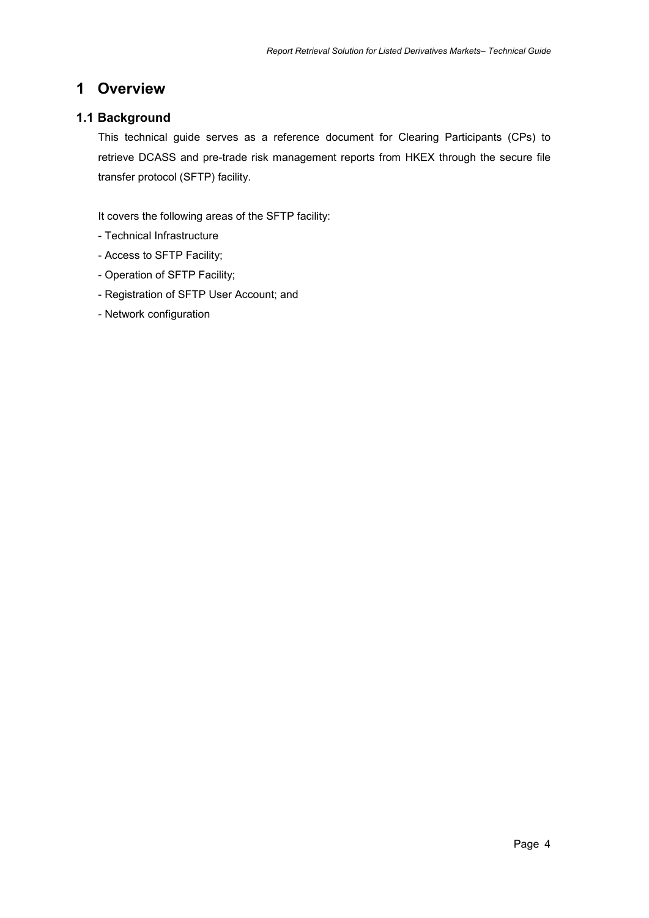# 1 Overview

## 1.1 Background

This technical guide serves as a reference document for Clearing Participants (CPs) to retrieve DCASS and pre-trade risk management reports from HKEX through the secure file transfer protocol (SFTP) facility.

It covers the following areas of the SFTP facility:

- Technical Infrastructure
- Access to SFTP Facility;
- Operation of SFTP Facility;
- Registration of SFTP User Account; and
- Network configuration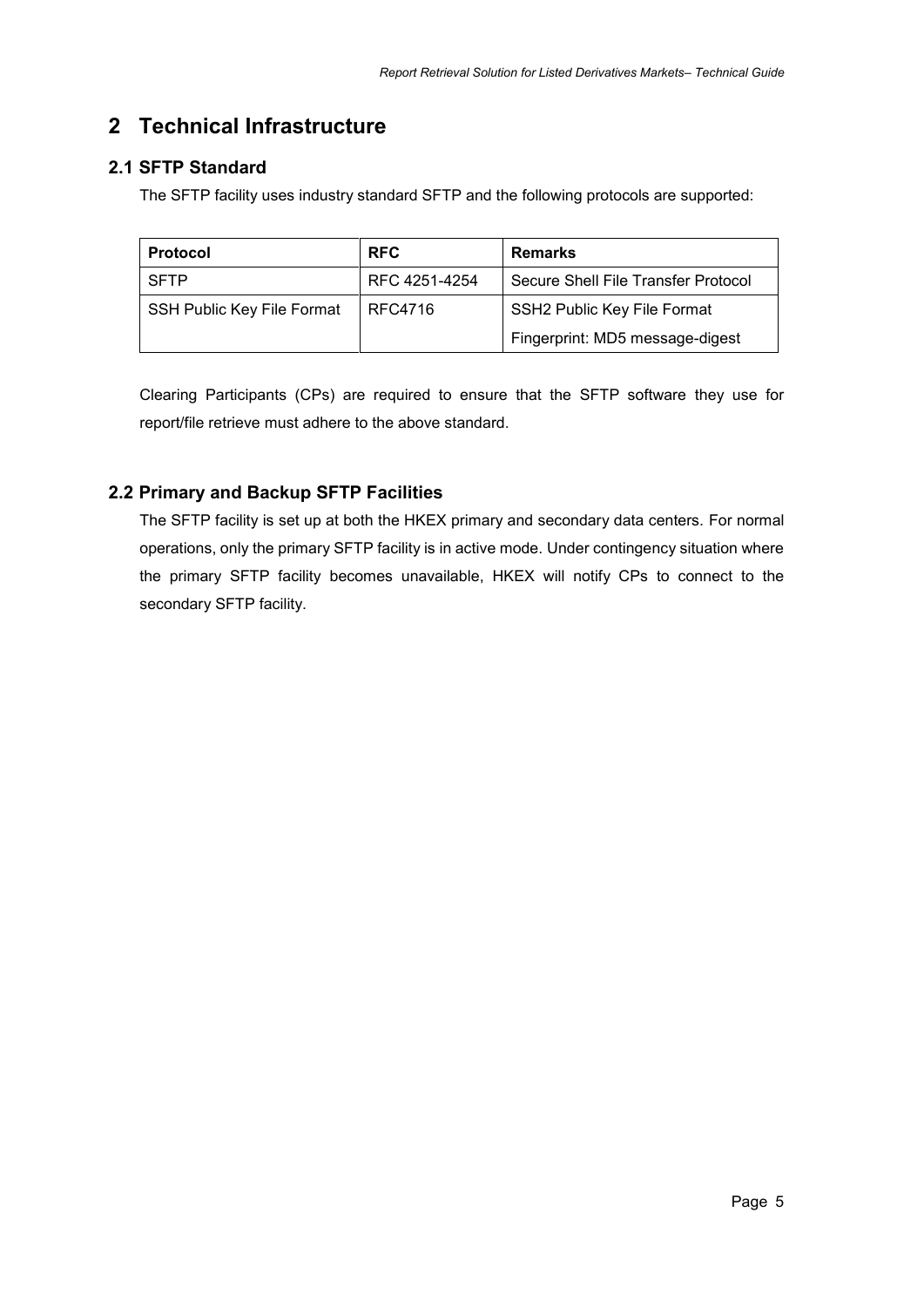# 2 Technical Infrastructure

## 2.1 SFTP Standard

The SFTP facility uses industry standard SFTP and the following protocols are supported:

| Protocol | RFC | Remarks |
| --- | --- | --- |
| SFTP | RFC 4251-4254 | Secure Shell File Transfer Protocol |
| SSH Public Key File Format | RFC4716 | SSH2 Public Key File Format<br>Fingerprint: MD5 message-digest |

Clearing Participants (CPs) are required to ensure that the SFTP software they use for report/file retrieve must adhere to the above standard.

## 2.2 Primary and Backup SFTP Facilities

The SFTP facility is set up at both the HKEX primary and secondary data centers. For normal operations, only the primary SFTP facility is in active mode. Under contingency situation where the primary SFTP facility becomes unavailable, HKEX will notify CPs to connect to the secondary SFTP facility.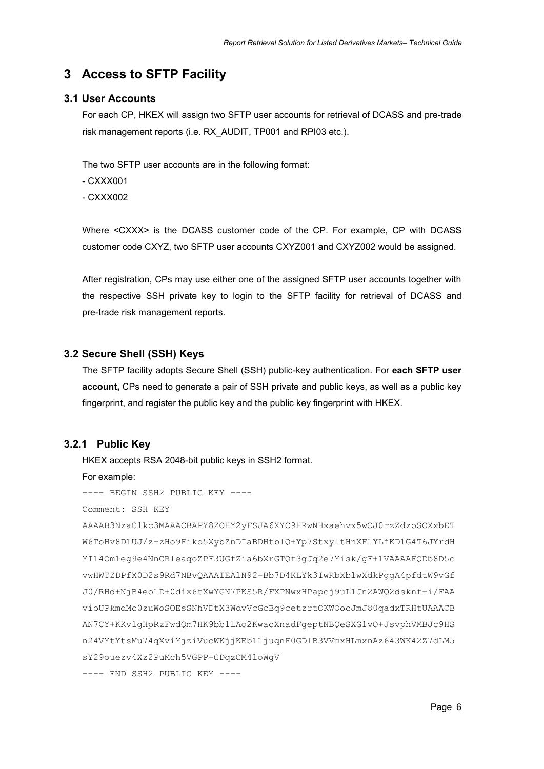# 3 Access to SFTP Facility

## 3.1 User Accounts

For each CP, HKEX will assign two SFTP user accounts for retrieval of DCASS and pre-trade risk management reports (i.e. RX_AUDIT, TP001 and RPI03 etc.).

The two SFTP user accounts are in the following format:

- CXXX001
- CXXX002

Where <CXXX> is the DCASS customer code of the CP. For example, CP with DCASS customer code CXYZ, two SFTP user accounts CXYZ001 and CXYZ002 would be assigned.

After registration, CPs may use either one of the assigned SFTP user accounts together with the respective SSH private key to login to the SFTP facility for retrieval of DCASS and pre-trade risk management reports.

## 3.2 Secure Shell (SSH) Keys

The SFTP facility adopts Secure Shell (SSH) public-key authentication. For **each SFTP user account,** CPs need to generate a pair of SSH private and public keys, as well as a public key fingerprint, and register the public key and the public key fingerprint with HKEX.

### 3.2.1 Public Key

HKEX accepts RSA 2048-bit public keys in SSH2 format.

For example:

```
---- BEGIN SSH2 PUBLIC KEY ----
Comment: SSH KEY
AAAAB3NzaC1kc3MAAACBAPY8ZOHY2yFSJA6XYC9HRwNHxaehvx5wOJ0rzZdzoSOXxbET
W6ToHv8D1UJ/z+zHo9Fiko5XybZnDIaBDHtblQ+Yp7StxyltHnXF1YLfKD1G4T6JYrdH
YI14Om1eg9e4NnCRleaqoZPF3UGfZia6bXrGTQf3gJq2e7Yisk/gF+1VAAAAFQDb8D5c
vwHWTZDPfX0D2s9Rd7NBvQAAAIEAlN92+Bb7D4KLYk3IwRbXblwXdkPggA4pfdtW9vGf
J0/RHd+NjB4eo1D+0dix6tXwYGN7PKS5R/FXPNwxHPapcj9uL1Jn2AWQ2dsknf+i/FAA
vioUPkmdMc0zuWoSOEsSNhVDtX3WdvVcGcBq9cetzrtOKWOocJmJ80qadxTRHtUAAACB
AN7CY+KKv1gHpRzFwdQm7HK9bb1LAo2KwaoXnadFgeptNBQeSXG1vO+JsvphVMBJc9HS
n24VYtYtsMu74qXviYjziVucWKjjKEb11juqnF0GDlB3VVmxHLmxnAz643WK42Z7dLM5
sY29ouezv4Xz2PuMch5VGPP+CDqzCM4loWgV
---- END SSH2 PUBLIC KEY ----
```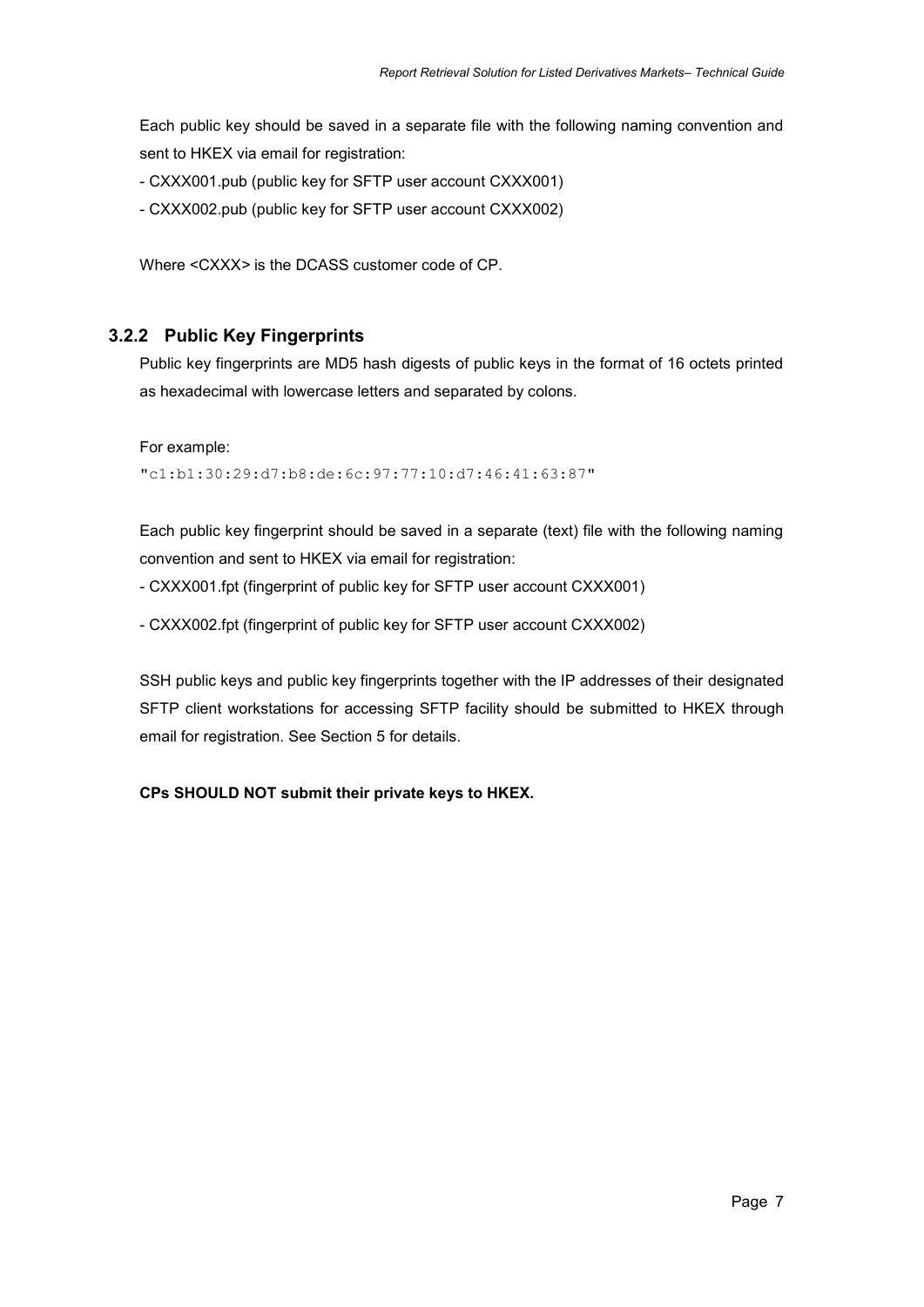Each public key should be saved in a separate file with the following naming convention and sent to HKEX via email for registration:

- CXXX001.pub (public key for SFTP user account CXXX001)
- CXXX002.pub (public key for SFTP user account CXXX002)

Where <CXXX> is the DCASS customer code of CP.

### 3.2.2 Public Key Fingerprints

Public key fingerprints are MD5 hash digests of public keys in the format of 16 octets printed as hexadecimal with lowercase letters and separated by colons.

For example:

```
"c1:b1:30:29:d7:b8:de:6c:97:77:10:d7:46:41:63:87"
```

Each public key fingerprint should be saved in a separate (text) file with the following naming convention and sent to HKEX via email for registration:

- CXXX001.fpt (fingerprint of public key for SFTP user account CXXX001)
- CXXX002.fpt (fingerprint of public key for SFTP user account CXXX002)

SSH public keys and public key fingerprints together with the IP addresses of their designated SFTP client workstations for accessing SFTP facility should be submitted to HKEX through email for registration. See Section 5 for details.

**CPs SHOULD NOT submit their private keys to HKEX.**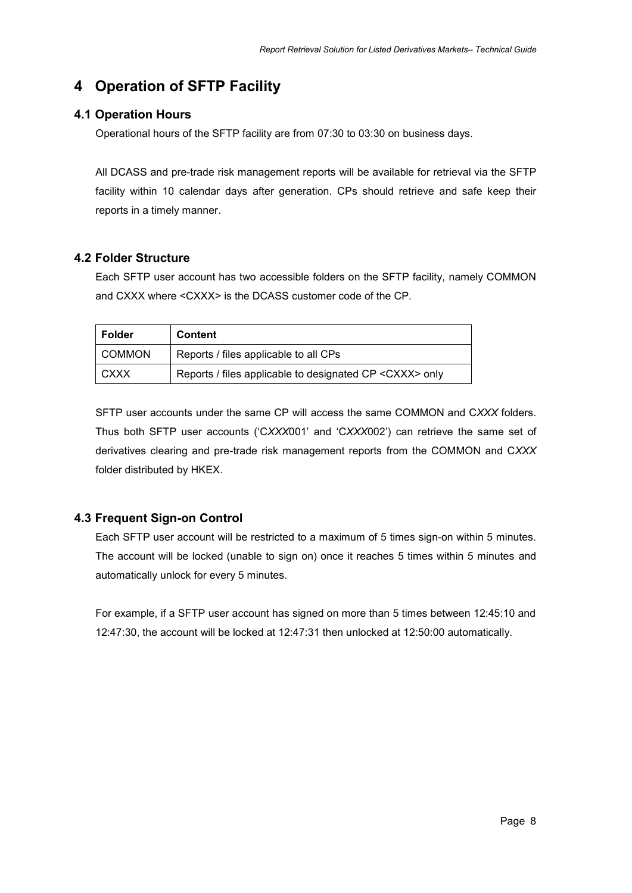# 4 Operation of SFTP Facility

## 4.1 Operation Hours

Operational hours of the SFTP facility are from 07:30 to 03:30 on business days.

All DCASS and pre-trade risk management reports will be available for retrieval via the SFTP facility within 10 calendar days after generation. CPs should retrieve and safe keep their reports in a timely manner.

## 4.2 Folder Structure

Each SFTP user account has two accessible folders on the SFTP facility, namely COMMON and CXXX where <CXXX> is the DCASS customer code of the CP.

| Folder | Content |
| --- | --- |
| COMMON | Reports / files applicable to all CPs |
| CXXX | Reports / files applicable to designated CP <CXXX> only |

SFTP user accounts under the same CP will access the same COMMON and C*XXX* folders. Thus both SFTP user accounts (‘C*XXX*001’ and ‘C*XXX*002’) can retrieve the same set of derivatives clearing and pre-trade risk management reports from the COMMON and C*XXX* folder distributed by HKEX.

## 4.3 Frequent Sign-on Control

Each SFTP user account will be restricted to a maximum of 5 times sign-on within 5 minutes. The account will be locked (unable to sign on) once it reaches 5 times within 5 minutes and automatically unlock for every 5 minutes.

For example, if a SFTP user account has signed on more than 5 times between 12:45:10 and 12:47:30, the account will be locked at 12:47:31 then unlocked at 12:50:00 automatically.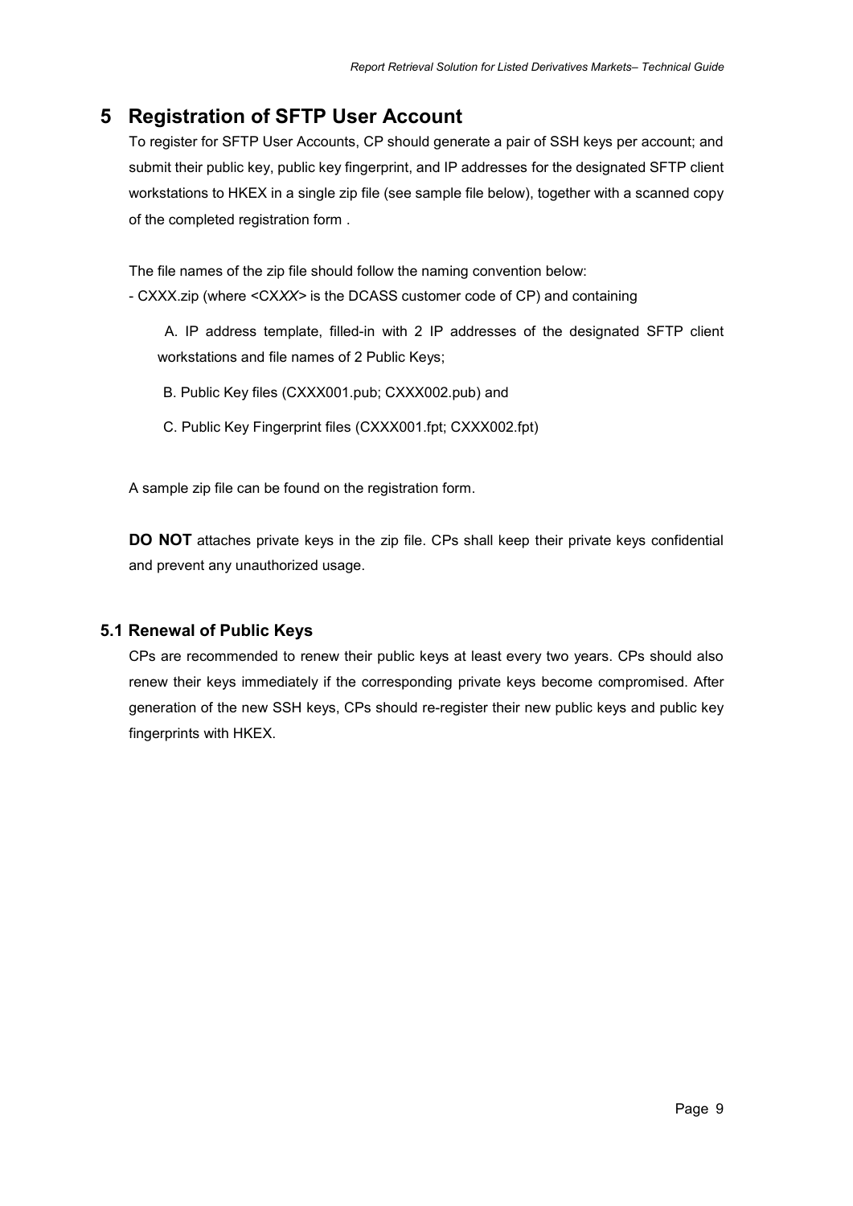# 5 Registration of SFTP User Account

To register for SFTP User Accounts, CP should generate a pair of SSH keys per account; and submit their public key, public key fingerprint, and IP addresses for the designated SFTP client workstations to HKEX in a single zip file (see sample file below), together with a scanned copy of the completed registration form .

The file names of the zip file should follow the naming convention below:

- CXXX.zip (where <CX*XX*> is the DCASS customer code of CP) and containing

  A. IP address template, filled-in with 2 IP addresses of the designated SFTP client workstations and file names of 2 Public Keys;

  B. Public Key files (CXXX001.pub; CXXX002.pub) and

  C. Public Key Fingerprint files (CXXX001.fpt; CXXX002.fpt)

A sample zip file can be found on the registration form.

**DO NOT** attaches private keys in the zip file. CPs shall keep their private keys confidential and prevent any unauthorized usage.

## 5.1 Renewal of Public Keys

CPs are recommended to renew their public keys at least every two years. CPs should also renew their keys immediately if the corresponding private keys become compromised. After generation of the new SSH keys, CPs should re-register their new public keys and public key fingerprints with HKEX.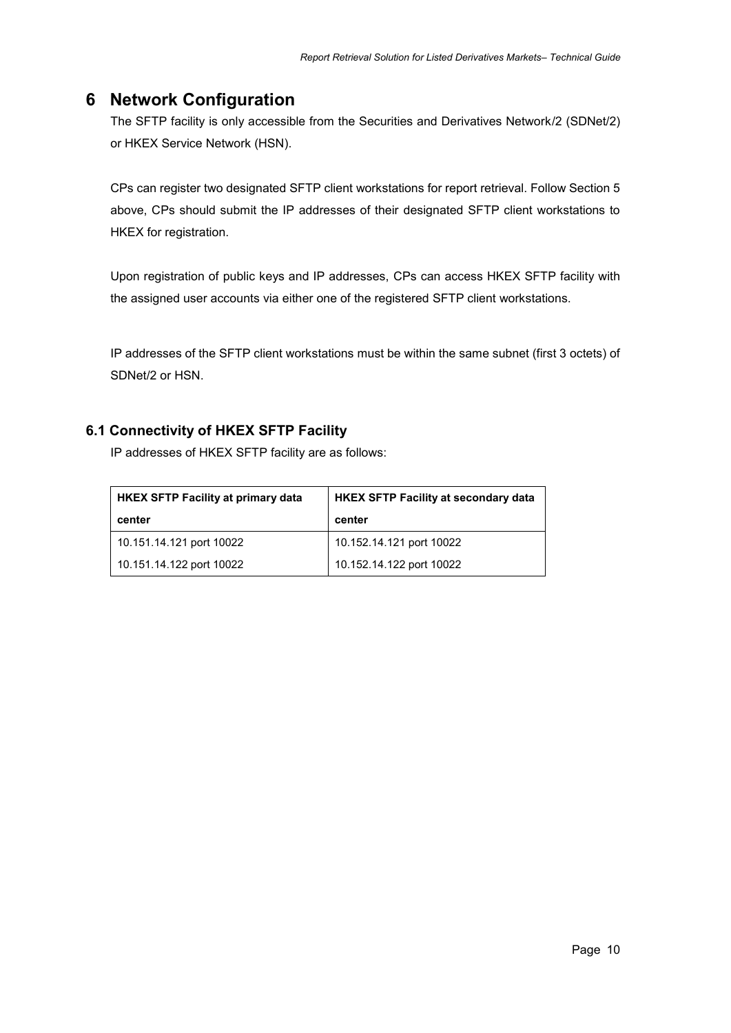# 6 Network Configuration

The SFTP facility is only accessible from the Securities and Derivatives Network/2 (SDNet/2) or HKEX Service Network (HSN).

CPs can register two designated SFTP client workstations for report retrieval. Follow Section 5 above, CPs should submit the IP addresses of their designated SFTP client workstations to HKEX for registration.

Upon registration of public keys and IP addresses, CPs can access HKEX SFTP facility with the assigned user accounts via either one of the registered SFTP client workstations.

IP addresses of the SFTP client workstations must be within the same subnet (first 3 octets) of SDNet/2 or HSN.

## 6.1 Connectivity of HKEX SFTP Facility

IP addresses of HKEX SFTP facility are as follows:

| HKEX SFTP Facility at primary data center | HKEX SFTP Facility at secondary data center |
|---|---|
| 10.151.14.121 port 10022 | 10.152.14.121 port 10022 |
| 10.151.14.122 port 10022 | 10.152.14.122 port 10022 |